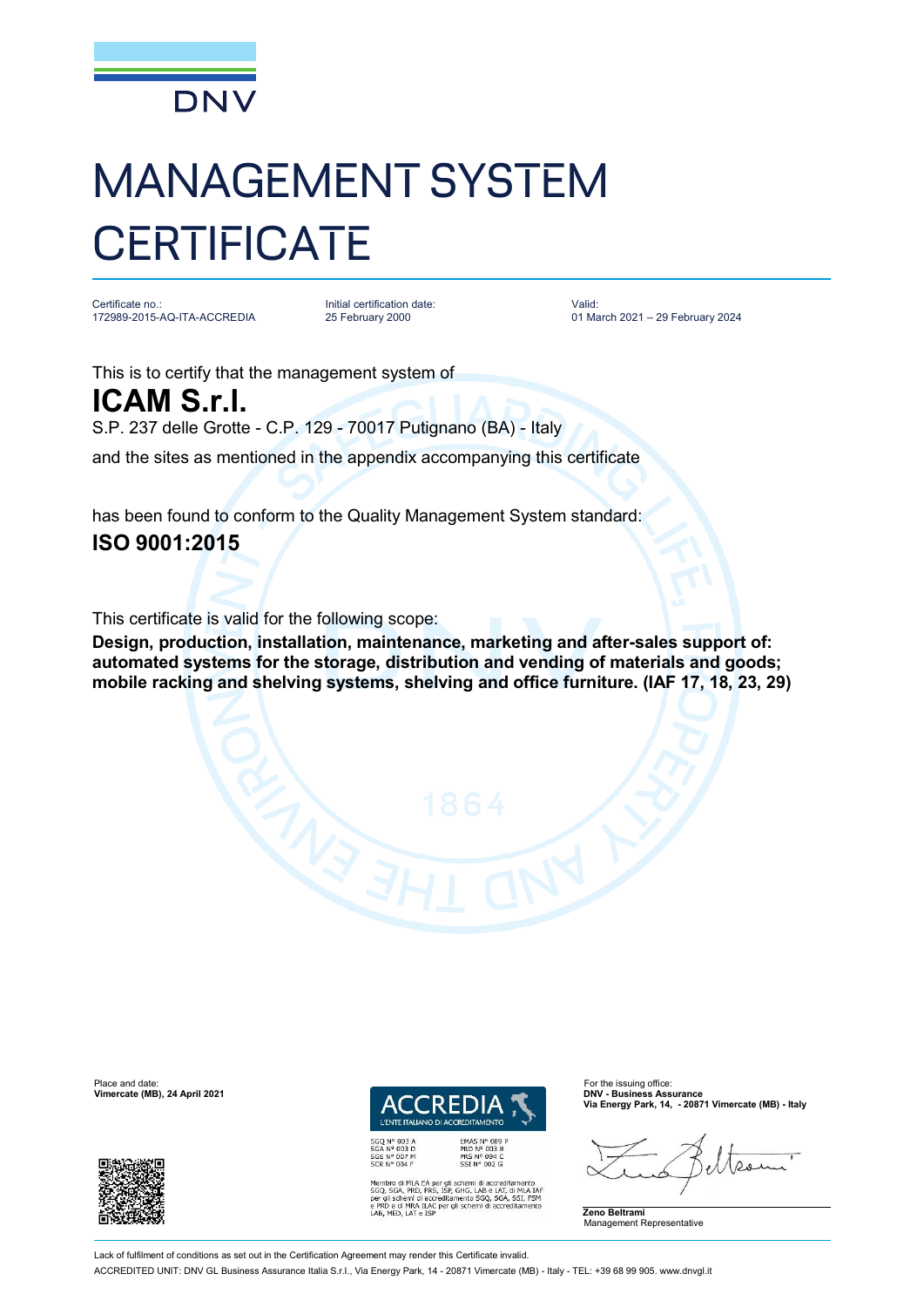DNV

# MANAGEMENT SYSTEM CERTIFICATE

| Certificate no.: | Initial certification date: | Valid: |
|---|---|---|
| 172989-2015-AQ-ITA-ACCREDIA | 25 February 2000 | 01 March 2021 – 29 February 2024 |

This is to certify that the management system of

## ICAM S.r.l.

S.P. 237 delle Grotte - C.P. 129 - 70017 Putignano (BA) - Italy

and the sites as mentioned in the appendix accompanying this certificate

has been found to conform to the Quality Management System standard:

**ISO 9001:2015**

This certificate is valid for the following scope:

**Design, production, installation, maintenance, marketing and after-sales support of: automated systems for the storage, distribution and vending of materials and goods; mobile racking and shelving systems, shelving and office furniture. (IAF 17, 18, 23, 29)**

Place and date:
**Vimercate (MB), 24 April 2021**

ACCREDIA
L'ENTE ITALIANO DI ACCREDITAMENTO

SGQ N° 003 A
SGA N° 003 D
SGE N° 007 M
SCR N° 004 F

EMAS N° 009 P
PRD N° 003 B
PRS N° 094 C
SSI N° 002 G

Membro di MLA EA per gli schemi di accreditamento SGQ, SGA, PRD, PRS, ISP, GHG, LAB e LAT, di MLA IAF per gli schemi di accreditamento SGQ, SGA, SSI, FSM e PRD e di MRA ILAC per gli schemi di accreditamento LAB, MED, LAT e ISP

For the issuing office:
**DNV - Business Assurance**
**Via Energy Park, 14, - 20871 Vimercate (MB) - Italy**

**Zeno Beltrami**
Management Representative

Lack of fulfilment of conditions as set out in the Certification Agreement may render this Certificate invalid.

ACCREDITED UNIT: DNV GL Business Assurance Italia S.r.l., Via Energy Park, 14 - 20871 Vimercate (MB) - Italy - TEL: +39 68 99 905. www.dnvgl.it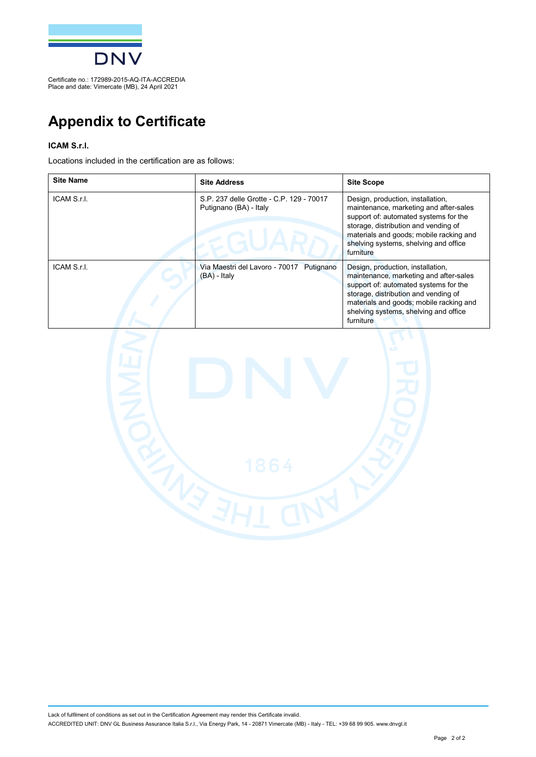Certificate no.: 172989-2015-AQ-ITA-ACCREDIA
Place and date: Vimercate (MB), 24 April 2021

# Appendix to Certificate

**ICAM S.r.l.**

Locations included in the certification are as follows:

| Site Name | Site Address | Site Scope |
|---|---|---|
| ICAM S.r.l. | S.P. 237 delle Grotte - C.P. 129 - 70017 Putignano (BA) - Italy | Design, production, installation, maintenance, marketing and after-sales support of: automated systems for the storage, distribution and vending of materials and goods; mobile racking and shelving systems, shelving and office furniture |
| ICAM S.r.l. | Via Maestri del Lavoro - 70017 Putignano (BA) - Italy | Design, production, installation, maintenance, marketing and after-sales support of: automated systems for the storage, distribution and vending of materials and goods; mobile racking and shelving systems, shelving and office furniture |

Lack of fulfilment of conditions as set out in the Certification Agreement may render this Certificate invalid.

ACCREDITED UNIT: DNV GL Business Assurance Italia S.r.l., Via Energy Park, 14 - 20871 Vimercate (MB) - Italy - TEL: +39 68 99 905. www.dnvgl.it